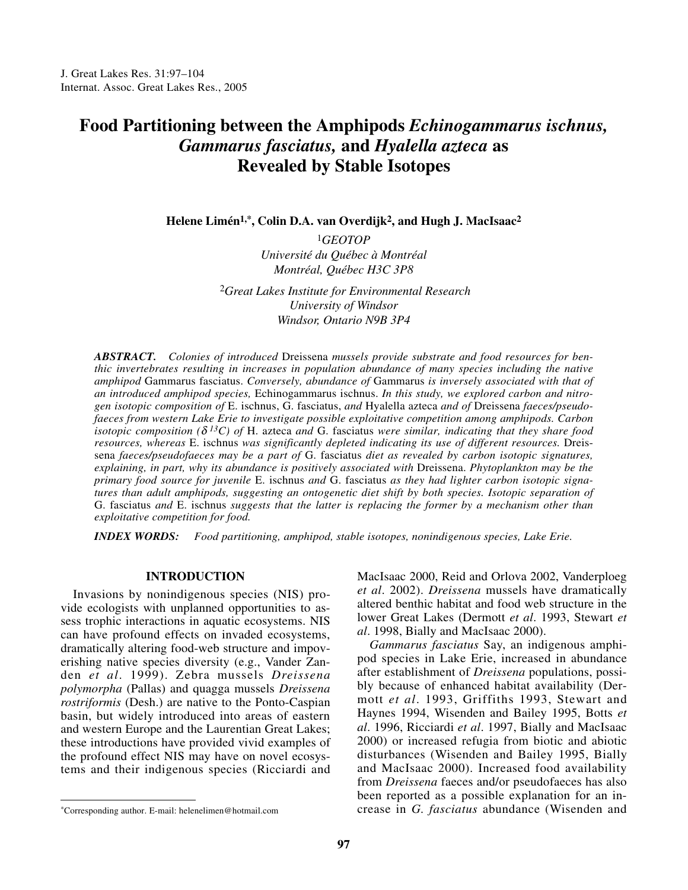# Food Partitioning between the Amphipods *Echinogammarus ischnus, Gammarus fasciatus,* and *Hyalella azteca* as Revealed by Stable Isotopes

**Helene Limén[1,*], Colin D.A. van Overdijk[2], and Hugh J. MacIsaac[2]**

[1]*GEOTOP*
*Université du Québec à Montréal*
*Montréal, Québec H3C 3P8*

[2]*Great Lakes Institute for Environmental Research*
*University of Windsor*
*Windsor, Ontario N9B 3P4*

***ABSTRACT.*** *Colonies of introduced* Dreissena *mussels provide substrate and food resources for benthic invertebrates resulting in increases in population abundance of many species including the native amphipod* Gammarus fasciatus. *Conversely, abundance of* Gammarus *is inversely associated with that of an introduced amphipod species,* Echinogammarus ischnus. *In this study, we explored carbon and nitrogen isotopic composition of* E. ischnus, G. fasciatus, *and* Hyalella azteca *and of* Dreissena *faeces/pseudofaeces from western Lake Erie to investigate possible exploitative competition among amphipods. Carbon isotopic composition ($\delta^{13}C$) of* H. azteca *and* G. fasciatus *were similar, indicating that they share food resources, whereas* E. ischnus *was significantly depleted indicating its use of different resources.* Dreissena *faeces/pseudofaeces may be a part of* G. fasciatus *diet as revealed by carbon isotopic signatures, explaining, in part, why its abundance is positively associated with* Dreissena. *Phytoplankton may be the primary food source for juvenile* E. ischnus *and* G. fasciatus *as they had lighter carbon isotopic signatures than adult amphipods, suggesting an ontogenetic diet shift by both species. Isotopic separation of* G. fasciatus *and* E. ischnus *suggests that the latter is replacing the former by a mechanism other than exploitative competition for food.*

***INDEX WORDS:*** *Food partitioning, amphipod, stable isotopes, nonindigenous species, Lake Erie.*

## INTRODUCTION

Invasions by nonindigenous species (NIS) provide ecologists with unplanned opportunities to assess trophic interactions in aquatic ecosystems. NIS can have profound effects on invaded ecosystems, dramatically altering food-web structure and impoverishing native species diversity (e.g., Vander Zanden *et al.* 1999). Zebra mussels *Dreissena polymorpha* (Pallas) and quagga mussels *Dreissena rostriformis* (Desh.) are native to the Ponto-Caspian basin, but widely introduced into areas of eastern and western Europe and the Laurentian Great Lakes; these introductions have provided vivid examples of the profound effect NIS may have on novel ecosystems and their indigenous species (Ricciardi and MacIsaac 2000, Reid and Orlova 2002, Vanderploeg *et al*. 2002). *Dreissena* mussels have dramatically altered benthic habitat and food web structure in the lower Great Lakes (Dermott *et al*. 1993, Stewart *et al*. 1998, Bially and MacIsaac 2000).

*Gammarus fasciatus* Say, an indigenous amphipod species in Lake Erie, increased in abundance after establishment of *Dreissena* populations, possibly because of enhanced habitat availability (Dermott *et al*. 1993, Griffiths 1993, Stewart and Haynes 1994, Wisenden and Bailey 1995, Botts *et al*. 1996, Ricciardi *et al*. 1997, Bially and MacIsaac 2000) or increased refugia from biotic and abiotic disturbances (Wisenden and Bailey 1995, Bially and MacIsaac 2000). Increased food availability from *Dreissena* faeces and/or pseudofaeces has also been reported as a possible explanation for an increase in *G. fasciatus* abundance (Wisenden and

*Corresponding author. E-mail: helenelimen@hotmail.com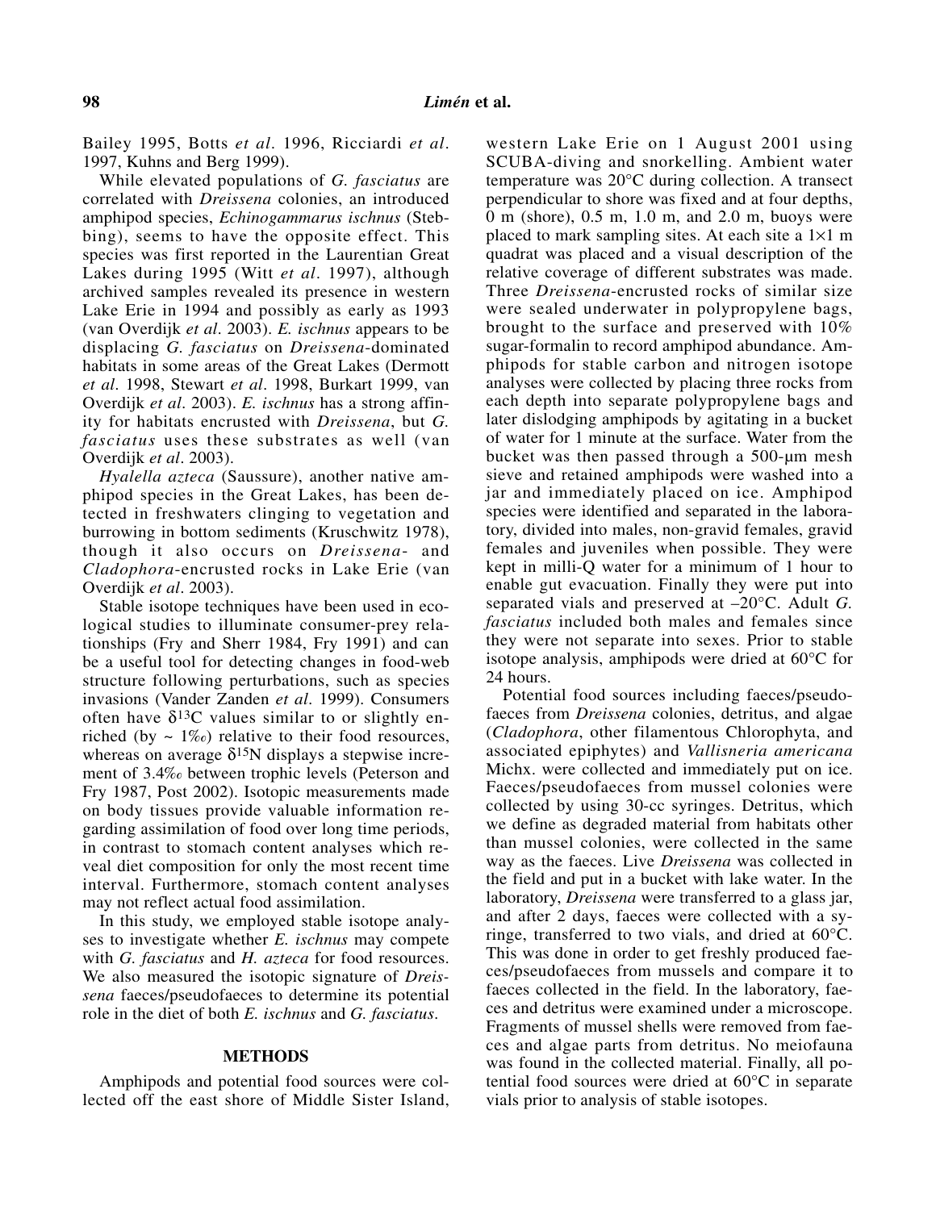Bailey 1995, Botts *et al*. 1996, Ricciardi *et al*. 1997, Kuhns and Berg 1999).

While elevated populations of *G. fasciatus* are correlated with *Dreissena* colonies, an introduced amphipod species, *Echinogammarus ischnus* (Stebbing), seems to have the opposite effect. This species was first reported in the Laurentian Great Lakes during 1995 (Witt *et al*. 1997), although archived samples revealed its presence in western Lake Erie in 1994 and possibly as early as 1993 (van Overdijk *et al*. 2003). *E. ischnus* appears to be displacing *G. fasciatus* on *Dreissena*-dominated habitats in some areas of the Great Lakes (Dermott *et al*. 1998, Stewart *et al*. 1998, Burkart 1999, van Overdijk *et al*. 2003). *E. ischnus* has a strong affinity for habitats encrusted with *Dreissena*, but *G. fasciatus* uses these substrates as well (van Overdijk *et al*. 2003).

*Hyalella azteca* (Saussure), another native amphipod species in the Great Lakes, has been detected in freshwaters clinging to vegetation and burrowing in bottom sediments (Kruschwitz 1978), though it also occurs on *Dreissena*- and *Cladophora*-encrusted rocks in Lake Erie (van Overdijk *et al*. 2003).

Stable isotope techniques have been used in ecological studies to illuminate consumer-prey relationships (Fry and Sherr 1984, Fry 1991) and can be a useful tool for detecting changes in food-web structure following perturbations, such as species invasions (Vander Zanden *et al*. 1999). Consumers often have $\delta^{13}C$ values similar to or slightly enriched (by ~ 1‰) relative to their food resources, whereas on average $\delta^{15}N$ displays a stepwise increment of 3.4‰ between trophic levels (Peterson and Fry 1987, Post 2002). Isotopic measurements made on body tissues provide valuable information regarding assimilation of food over long time periods, in contrast to stomach content analyses which reveal diet composition for only the most recent time interval. Furthermore, stomach content analyses may not reflect actual food assimilation.

In this study, we employed stable isotope analyses to investigate whether *E. ischnus* may compete with *G. fasciatus* and *H. azteca* for food resources. We also measured the isotopic signature of *Dreissena* faeces/pseudofaeces to determine its potential role in the diet of both *E. ischnus* and *G. fasciatus*.

## METHODS

Amphipods and potential food sources were collected off the east shore of Middle Sister Island, western Lake Erie on 1 August 2001 using SCUBA-diving and snorkelling. Ambient water temperature was 20°C during collection. A transect perpendicular to shore was fixed and at four depths, 0 m (shore), 0.5 m, 1.0 m, and 2.0 m, buoys were placed to mark sampling sites. At each site a 1×1 m quadrat was placed and a visual description of the relative coverage of different substrates was made. Three *Dreissena*-encrusted rocks of similar size were sealed underwater in polypropylene bags, brought to the surface and preserved with 10% sugar-formalin to record amphipod abundance. Amphipods for stable carbon and nitrogen isotope analyses were collected by placing three rocks from each depth into separate polypropylene bags and later dislodging amphipods by agitating in a bucket of water for 1 minute at the surface. Water from the bucket was then passed through a 500-µm mesh sieve and retained amphipods were washed into a jar and immediately placed on ice. Amphipod species were identified and separated in the laboratory, divided into males, non-gravid females, gravid females and juveniles when possible. They were kept in milli-Q water for a minimum of 1 hour to enable gut evacuation. Finally they were put into separated vials and preserved at –20°C. Adult *G. fasciatus* included both males and females since they were not separate into sexes. Prior to stable isotope analysis, amphipods were dried at 60°C for 24 hours.

Potential food sources including faeces/pseudofaeces from *Dreissena* colonies, detritus, and algae (*Cladophora*, other filamentous Chlorophyta, and associated epiphytes) and *Vallisneria americana* Michx. were collected and immediately put on ice. Faeces/pseudofaeces from mussel colonies were collected by using 30-cc syringes. Detritus, which we define as degraded material from habitats other than mussel colonies, were collected in the same way as the faeces. Live *Dreissena* was collected in the field and put in a bucket with lake water. In the laboratory, *Dreissena* were transferred to a glass jar, and after 2 days, faeces were collected with a syringe, transferred to two vials, and dried at 60°C. This was done in order to get freshly produced faeces/pseudofaeces from mussels and compare it to faeces collected in the field. In the laboratory, faeces and detritus were examined under a microscope. Fragments of mussel shells were removed from faeces and algae parts from detritus. No meiofauna was found in the collected material. Finally, all potential food sources were dried at 60°C in separate vials prior to analysis of stable isotopes.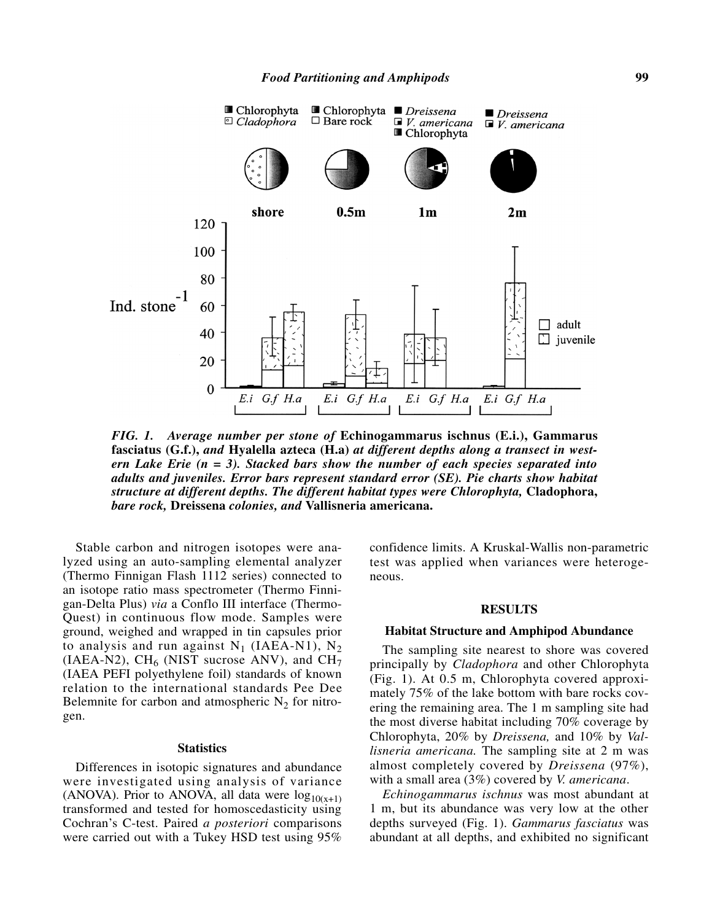*FIG. 1. Average number per stone of* **Echinogammarus ischnus (E.i.), Gammarus fasciatus (G.f.),** *and* **Hyalella azteca (H.a)** *at different depths along a transect in western Lake Erie (n = 3). Stacked bars show the number of each species separated into adults and juveniles. Error bars represent standard error (SE). Pie charts show habitat structure at different depths. The different habitat types were Chlorophyta,* **Cladophora,** *bare rock,* **Dreissena** *colonies, and* **Vallisneria americana.**

Stable carbon and nitrogen isotopes were analyzed using an auto-sampling elemental analyzer (Thermo Finnigan Flash 1112 series) connected to an isotope ratio mass spectrometer (Thermo Finnigan-Delta Plus) *via* a Conflo III interface (ThermoQuest) in continuous flow mode. Samples were ground, weighed and wrapped in tin capsules prior to analysis and run against $N_1$ (IAEA-N1), $N_2$ (IAEA-N2), $CH_6$ (NIST sucrose ANV), and $CH_7$ (IAEA PEFI polyethylene foil) standards of known relation to the international standards Pee Dee Belemnite for carbon and atmospheric $N_2$ for nitrogen.

### Statistics

Differences in isotopic signatures and abundance were investigated using analysis of variance (ANOVA). Prior to ANOVA, all data were $\log_{10(x+1)}$ transformed and tested for homoscedasticity using Cochran's C-test. Paired *a posteriori* comparisons were carried out with a Tukey HSD test using 95% confidence limits. A Kruskal-Wallis non-parametric test was applied when variances were heterogeneous.

## RESULTS

### Habitat Structure and Amphipod Abundance

The sampling site nearest to shore was covered principally by *Cladophora* and other Chlorophyta (Fig. 1). At 0.5 m, Chlorophyta covered approximately 75% of the lake bottom with bare rocks covering the remaining area. The 1 m sampling site had the most diverse habitat including 70% coverage by Chlorophyta, 20% by *Dreissena,* and 10% by *Vallisneria americana.* The sampling site at 2 m was almost completely covered by *Dreissena* (97%), with a small area (3%) covered by *V. americana*.

*Echinogammarus ischnus* was most abundant at 1 m, but its abundance was very low at the other depths surveyed (Fig. 1). *Gammarus fasciatus* was abundant at all depths, and exhibited no significant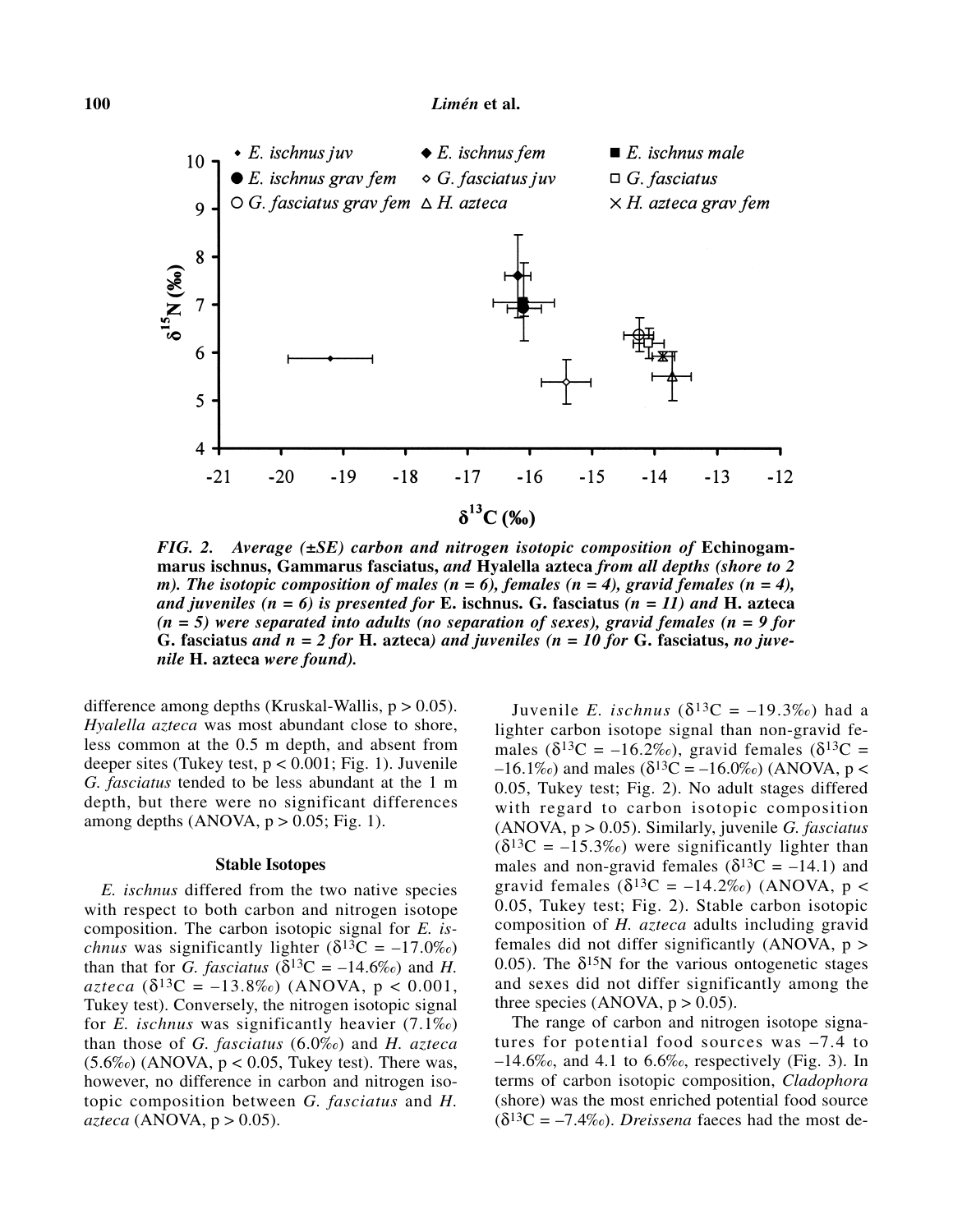*FIG. 2. Average (±SE) carbon and nitrogen isotopic composition of* **Echinogammarus ischnus, Gammarus fasciatus,** *and* **Hyalella azteca** *from all depths (shore to 2 m). The isotopic composition of males (n = 6), females (n = 4), gravid females (n = 4), and juveniles (n = 6) is presented for* **E. ischnus. G. fasciatus** *(n = 11) and* **H. azteca** *(n = 5) were separated into adults (no separation of sexes), gravid females (n = 9 for* **G. fasciatus** *and n = 2 for* **H. azteca***) and juveniles (n = 10 for* **G. fasciatus,** *no juvenile* **H. azteca** *were found).*

difference among depths (Kruskal-Wallis, $p > 0.05$). *Hyalella azteca* was most abundant close to shore, less common at the 0.5 m depth, and absent from deeper sites (Tukey test, $p < 0.001$; Fig. 1). Juvenile *G. fasciatus* tended to be less abundant at the 1 m depth, but there were no significant differences among depths (ANOVA, $p > 0.05$; Fig. 1).

### Stable Isotopes

*E. ischnus* differed from the two native species with respect to both carbon and nitrogen isotope composition. The carbon isotopic signal for *E. ischnus* was significantly lighter ($\delta^{13}C = -17.0$‰) than that for *G. fasciatus* ($\delta^{13}C = -14.6$‰) and *H. azteca* ($\delta^{13}C = -13.8$‰) (ANOVA, $p < 0.001$, Tukey test). Conversely, the nitrogen isotopic signal for *E. ischnus* was significantly heavier (7.1‰) than those of *G. fasciatus* (6.0‰) and *H. azteca* (5.6‰) (ANOVA, $p < 0.05$, Tukey test). There was, however, no difference in carbon and nitrogen isotopic composition between *G. fasciatus* and *H. azteca* (ANOVA, $p > 0.05$).

Juvenile *E. ischnus* ($\delta^{13}C = -19.3$‰) had a lighter carbon isotope signal than non-gravid females ($\delta^{13}C = -16.2$‰), gravid females ($\delta^{13}C = -16.1$‰) and males ($\delta^{13}C = -16.0$‰) (ANOVA, $p < 0.05$, Tukey test; Fig. 2). No adult stages differed with regard to carbon isotopic composition (ANOVA, $p > 0.05$). Similarly, juvenile *G. fasciatus* ($\delta^{13}C = -15.3$‰) were significantly lighter than males and non-gravid females ($\delta^{13}C = -14.1$) and gravid females ($\delta^{13}C = -14.2$‰) (ANOVA, $p < 0.05$, Tukey test; Fig. 2). Stable carbon isotopic composition of *H. azteca* adults including gravid females did not differ significantly (ANOVA, $p > 0.05$). The $\delta^{15}N$ for the various ontogenetic stages and sexes did not differ significantly among the three species (ANOVA, $p > 0.05$).

The range of carbon and nitrogen isotope signatures for potential food sources was –7.4 to –14.6‰, and 4.1 to 6.6‰, respectively (Fig. 3). In terms of carbon isotopic composition, *Cladophora* (shore) was the most enriched potential food source ($\delta^{13}C = -7.4$‰). *Dreissena* faeces had the most de-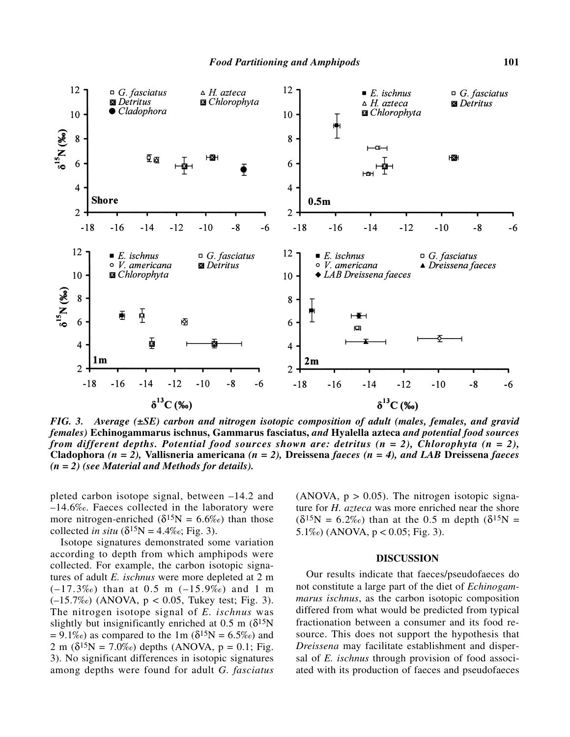*FIG. 3. Average (±SE) carbon and nitrogen isotopic composition of adult (males, females, and gravid females)* **Echinogammarus ischnus, Gammarus fasciatus,** *and* **Hyalella azteca** *and potential food sources from different depths. Potential food sources shown are: detritus (n = 2), Chlorophyta (n = 2),* **Cladophora** *(n = 2),* **Vallisneria americana** *(n = 2),* **Dreissena** *faeces (n = 4), and LAB* **Dreissena** *faeces (n = 2) (see Material and Methods for details).*

pleted carbon isotope signal, between –14.2 and –14.6‰. Faeces collected in the laboratory were more nitrogen-enriched ($\delta^{15}N$ = 6.6‰) than those collected *in situ* ($\delta^{15}N$ = 4.4‰; Fig. 3).

Isotope signatures demonstrated some variation according to depth from which amphipods were collected. For example, the carbon isotopic signatures of adult *E. ischnus* were more depleted at 2 m (–17.3‰) than at 0.5 m (–15.9‰) and 1 m (–15.7‰) (ANOVA, $p < 0.05$, Tukey test; Fig. 3). The nitrogen isotope signal of *E. ischnus* was slightly but insignificantly enriched at 0.5 m ($\delta^{15}N$ = 9.1‰) as compared to the 1m ($\delta^{15}N$ = 6.5‰) and 2 m ($\delta^{15}N$ = 7.0‰) depths (ANOVA, $p = 0.1$; Fig. 3). No significant differences in isotopic signatures among depths were found for adult *G. fasciatus* (ANOVA, $p > 0.05$). The nitrogen isotopic signature for *H. azteca* was more enriched near the shore ($\delta^{15}N$ = 6.2‰) than at the 0.5 m depth ($\delta^{15}N$ = 5.1‰) (ANOVA, $p < 0.05$; Fig. 3).

## DISCUSSION

Our results indicate that faeces/pseudofaeces do not constitute a large part of the diet of *Echinogammarus ischnus*, as the carbon isotopic composition differed from what would be predicted from typical fractionation between a consumer and its food resource. This does not support the hypothesis that *Dreissena* may facilitate establishment and dispersal of *E. ischnus* through provision of food associated with its production of faeces and pseudofaeces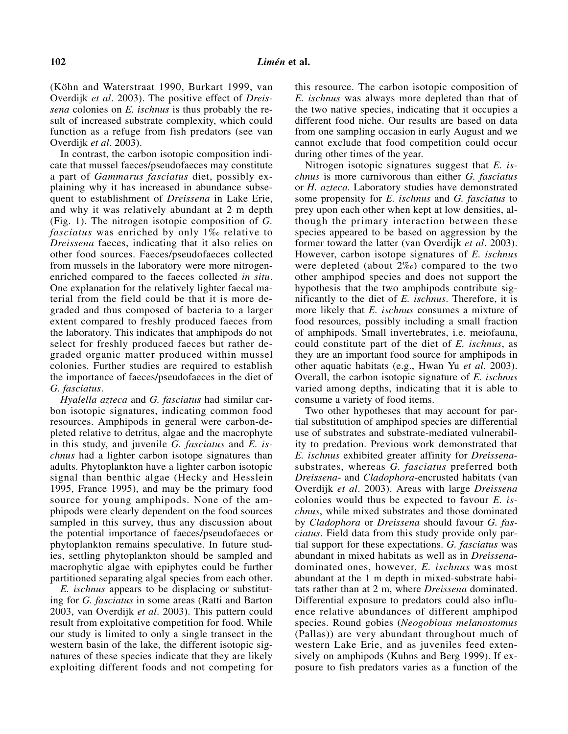(Köhn and Waterstraat 1990, Burkart 1999, van Overdijk *et al*. 2003). The positive effect of *Dreissena* colonies on *E. ischnus* is thus probably the result of increased substrate complexity, which could function as a refuge from fish predators (see van Overdijk *et al*. 2003).

In contrast, the carbon isotopic composition indicate that mussel faeces/pseudofaeces may constitute a part of *Gammarus fasciatus* diet, possibly explaining why it has increased in abundance subsequent to establishment of *Dreissena* in Lake Erie, and why it was relatively abundant at 2 m depth (Fig. 1). The nitrogen isotopic composition of *G. fasciatus* was enriched by only 1‰ relative to *Dreissena* faeces, indicating that it also relies on other food sources. Faeces/pseudofaeces collected from mussels in the laboratory were more nitrogen-enriched compared to the faeces collected *in situ*. One explanation for the relatively lighter faecal material from the field could be that it is more degraded and thus composed of bacteria to a larger extent compared to freshly produced faeces from the laboratory. This indicates that amphipods do not select for freshly produced faeces but rather degraded organic matter produced within mussel colonies. Further studies are required to establish the importance of faeces/pseudofaeces in the diet of *G. fasciatus*.

*Hyalella azteca* and *G. fasciatus* had similar carbon isotopic signatures, indicating common food resources. Amphipods in general were carbon-depleted relative to detritus, algae and the macrophyte in this study, and juvenile *G. fasciatus* and *E. ischnus* had a lighter carbon isotope signatures than adults. Phytoplankton have a lighter carbon isotopic signal than benthic algae (Hecky and Hesslein 1995, France 1995), and may be the primary food source for young amphipods. None of the amphipods were clearly dependent on the food sources sampled in this survey, thus any discussion about the potential importance of faeces/pseudofaeces or phytoplankton remains speculative. In future studies, settling phytoplankton should be sampled and macrophytic algae with epiphytes could be further partitioned separating algal species from each other.

*E. ischnus* appears to be displacing or substituting for *G. fasciatus* in some areas (Ratti and Barton 2003, van Overdijk *et al*. 2003). This pattern could result from exploitative competition for food. While our study is limited to only a single transect in the western basin of the lake, the different isotopic signatures of these species indicate that they are likely exploiting different foods and not competing for this resource. The carbon isotopic composition of *E. ischnus* was always more depleted than that of the two native species, indicating that it occupies a different food niche. Our results are based on data from one sampling occasion in early August and we cannot exclude that food competition could occur during other times of the year.

Nitrogen isotopic signatures suggest that *E. ischnus* is more carnivorous than either *G. fasciatus* or *H. azteca.* Laboratory studies have demonstrated some propensity for *E. ischnus* and *G. fasciatus* to prey upon each other when kept at low densities, although the primary interaction between these species appeared to be based on aggression by the former toward the latter (van Overdijk *et al*. 2003). However, carbon isotope signatures of *E. ischnus* were depleted (about 2‰) compared to the two other amphipod species and does not support the hypothesis that the two amphipods contribute significantly to the diet of *E. ischnus*. Therefore, it is more likely that *E. ischnus* consumes a mixture of food resources, possibly including a small fraction of amphipods. Small invertebrates, i.e. meiofauna, could constitute part of the diet of *E. ischnus*, as they are an important food source for amphipods in other aquatic habitats (e.g., Hwan Yu *et al*. 2003). Overall, the carbon isotopic signature of *E. ischnus* varied among depths, indicating that it is able to consume a variety of food items.

Two other hypotheses that may account for partial substitution of amphipod species are differential use of substrates and substrate-mediated vulnerability to predation. Previous work demonstrated that *E. ischnus* exhibited greater affinity for *Dreissena*-substrates, whereas *G. fasciatus* preferred both *Dreissena*- and *Cladophora*-encrusted habitats (van Overdijk *et al*. 2003). Areas with large *Dreissena* colonies would thus be expected to favour *E. ischnus*, while mixed substrates and those dominated by *Cladophora* or *Dreissena* should favour *G. fasciatus*. Field data from this study provide only partial support for these expectations. *G. fasciatus* was abundant in mixed habitats as well as in *Dreissena*-dominated ones, however, *E. ischnus* was most abundant at the 1 m depth in mixed-substrate habitats rather than at 2 m, where *Dreissena* dominated. Differential exposure to predators could also influence relative abundances of different amphipod species. Round gobies (*Neogobious melanostomus* (Pallas)) are very abundant throughout much of western Lake Erie, and as juveniles feed extensively on amphipods (Kuhns and Berg 1999). If exposure to fish predators varies as a function of the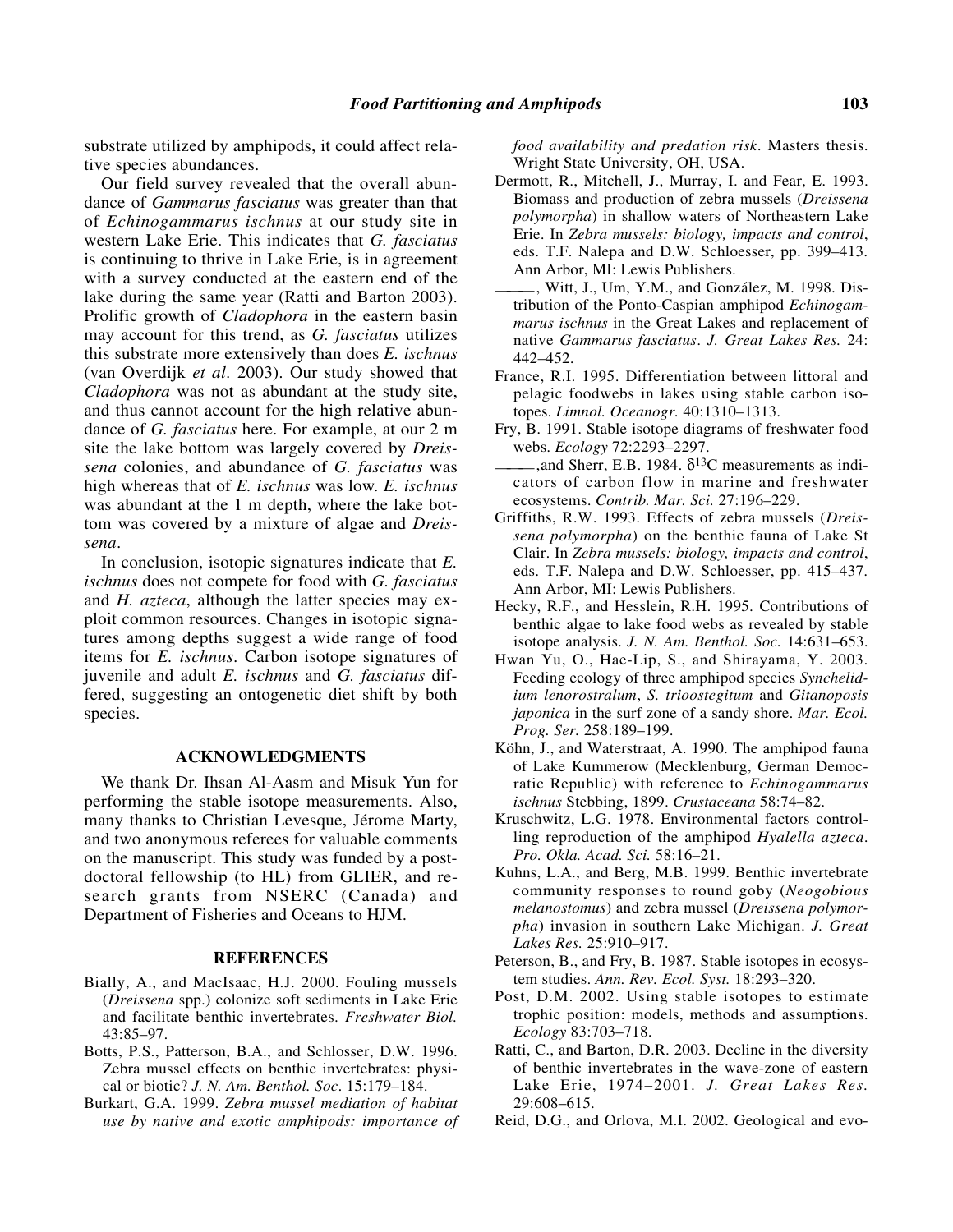substrate utilized by amphipods, it could affect relative species abundances.

Our field survey revealed that the overall abundance of *Gammarus fasciatus* was greater than that of *Echinogammarus ischnus* at our study site in western Lake Erie. This indicates that *G. fasciatus* is continuing to thrive in Lake Erie, is in agreement with a survey conducted at the eastern end of the lake during the same year (Ratti and Barton 2003). Prolific growth of *Cladophora* in the eastern basin may account for this trend, as *G. fasciatus* utilizes this substrate more extensively than does *E. ischnus* (van Overdijk *et al*. 2003). Our study showed that *Cladophora* was not as abundant at the study site, and thus cannot account for the high relative abundance of *G. fasciatus* here. For example, at our 2 m site the lake bottom was largely covered by *Dreissena* colonies, and abundance of *G. fasciatus* was high whereas that of *E. ischnus* was low. *E. ischnus* was abundant at the 1 m depth, where the lake bottom was covered by a mixture of algae and *Dreissena*.

In conclusion, isotopic signatures indicate that *E. ischnus* does not compete for food with *G. fasciatus* and *H. azteca*, although the latter species may exploit common resources. Changes in isotopic signatures among depths suggest a wide range of food items for *E. ischnus*. Carbon isotope signatures of juvenile and adult *E. ischnus* and *G. fasciatus* differed, suggesting an ontogenetic diet shift by both species.

## ACKNOWLEDGMENTS

We thank Dr. Ihsan Al-Aasm and Misuk Yun for performing the stable isotope measurements. Also, many thanks to Christian Levesque, Jérome Marty, and two anonymous referees for valuable comments on the manuscript. This study was funded by a post-doctoral fellowship (to HL) from GLIER, and research grants from NSERC (Canada) and Department of Fisheries and Oceans to HJM.

## REFERENCES

Bially, A., and MacIsaac, H.J. 2000. Fouling mussels (*Dreissena* spp.) colonize soft sediments in Lake Erie and facilitate benthic invertebrates. *Freshwater Biol.* 43:85–97.

Botts, P.S., Patterson, B.A., and Schlosser, D.W. 1996. Zebra mussel effects on benthic invertebrates: physical or biotic? *J. N. Am. Benthol. Soc*. 15:179–184.

Burkart, G.A. 1999. *Zebra mussel mediation of habitat use by native and exotic amphipods: importance of food availability and predation risk*. Masters thesis. Wright State University, OH, USA.

Dermott, R., Mitchell, J., Murray, I. and Fear, E. 1993. Biomass and production of zebra mussels (*Dreissena polymorpha*) in shallow waters of Northeastern Lake Erie. In *Zebra mussels: biology, impacts and control*, eds. T.F. Nalepa and D.W. Schloesser, pp. 399–413. Ann Arbor, MI: Lewis Publishers.

———, Witt, J., Um, Y.M., and González, M. 1998. Distribution of the Ponto-Caspian amphipod *Echinogammarus ischnus* in the Great Lakes and replacement of native *Gammarus fasciatus*. *J. Great Lakes Res.* 24: 442–452.

France, R.I. 1995. Differentiation between littoral and pelagic foodwebs in lakes using stable carbon isotopes. *Limnol. Oceanogr.* 40:1310–1313.

Fry, B. 1991. Stable isotope diagrams of freshwater food webs. *Ecology* 72:2293–2297.

———,and Sherr, E.B. 1984. $\delta^{13}$C measurements as indicators of carbon flow in marine and freshwater ecosystems. *Contrib. Mar. Sci.* 27:196–229.

Griffiths, R.W. 1993. Effects of zebra mussels (*Dreissena polymorpha*) on the benthic fauna of Lake St Clair. In *Zebra mussels: biology, impacts and control*, eds. T.F. Nalepa and D.W. Schloesser, pp. 415–437. Ann Arbor, MI: Lewis Publishers.

Hecky, R.F., and Hesslein, R.H. 1995. Contributions of benthic algae to lake food webs as revealed by stable isotope analysis. *J. N. Am. Benthol. Soc.* 14:631–653.

Hwan Yu, O., Hae-Lip, S., and Shirayama, Y. 2003. Feeding ecology of three amphipod species *Synchelidium lenorostralum*, *S. trioostegitum* and *Gitanoposis japonica* in the surf zone of a sandy shore. *Mar. Ecol. Prog. Ser.* 258:189–199.

Köhn, J., and Waterstraat, A. 1990. The amphipod fauna of Lake Kummerow (Mecklenburg, German Democratic Republic) with reference to *Echinogammarus ischnus* Stebbing, 1899. *Crustaceana* 58:74–82.

Kruschwitz, L.G. 1978. Environmental factors controlling reproduction of the amphipod *Hyalella azteca*. *Pro. Okla. Acad. Sci.* 58:16–21.

Kuhns, L.A., and Berg, M.B. 1999. Benthic invertebrate community responses to round goby (*Neogobious melanostomus*) and zebra mussel (*Dreissena polymorpha*) invasion in southern Lake Michigan. *J. Great Lakes Res.* 25:910–917.

Peterson, B., and Fry, B. 1987. Stable isotopes in ecosystem studies. *Ann. Rev. Ecol. Syst.* 18:293–320.

Post, D.M. 2002. Using stable isotopes to estimate trophic position: models, methods and assumptions. *Ecology* 83:703–718.

Ratti, C., and Barton, D.R. 2003. Decline in the diversity of benthic invertebrates in the wave-zone of eastern Lake Erie, 1974–2001. *J. Great Lakes Res.* 29:608–615.

Reid, D.G., and Orlova, M.I. 2002. Geological and evo-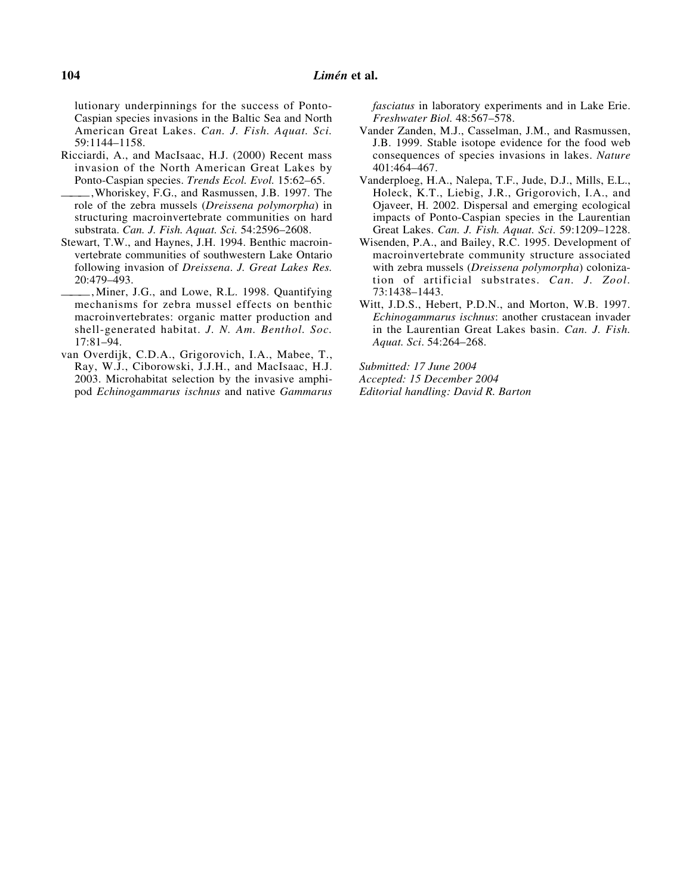lutionary underpinnings for the success of Ponto-Caspian species invasions in the Baltic Sea and North American Great Lakes. *Can. J. Fish. Aquat. Sci.* 59:1144–1158.

Ricciardi, A., and MacIsaac, H.J. (2000) Recent mass invasion of the North American Great Lakes by Ponto-Caspian species. *Trends Ecol. Evol.* 15:62–65.

_____, Whoriskey, F.G., and Rasmussen, J.B. 1997. The role of the zebra mussels (*Dreissena polymorpha*) in structuring macroinvertebrate communities on hard substrata. *Can. J. Fish. Aquat. Sci.* 54:2596–2608.

Stewart, T.W., and Haynes, J.H. 1994. Benthic macroinvertebrate communities of southwestern Lake Ontario following invasion of *Dreissena*. *J. Great Lakes Res.* 20:479–493.

_____, Miner, J.G., and Lowe, R.L. 1998. Quantifying mechanisms for zebra mussel effects on benthic macroinvertebrates: organic matter production and shell-generated habitat. *J. N. Am. Benthol. Soc.* 17:81–94.

van Overdijk, C.D.A., Grigorovich, I.A., Mabee, T., Ray, W.J., Ciborowski, J.J.H., and MacIsaac, H.J. 2003. Microhabitat selection by the invasive amphipod *Echinogammarus ischnus* and native *Gammarus fasciatus* in laboratory experiments and in Lake Erie. *Freshwater Biol.* 48:567–578.

Vander Zanden, M.J., Casselman, J.M., and Rasmussen, J.B. 1999. Stable isotope evidence for the food web consequences of species invasions in lakes. *Nature* 401:464–467.

Vanderploeg, H.A., Nalepa, T.F., Jude, D.J., Mills, E.L., Holeck, K.T., Liebig, J.R., Grigorovich, I.A., and Ojaveer, H. 2002. Dispersal and emerging ecological impacts of Ponto-Caspian species in the Laurentian Great Lakes. *Can. J. Fish. Aquat. Sci*. 59:1209–1228.

Wisenden, P.A., and Bailey, R.C. 1995. Development of macroinvertebrate community structure associated with zebra mussels (*Dreissena polymorpha*) colonization of artificial substrates. *Can. J. Zool.* 73:1438–1443.

Witt, J.D.S., Hebert, P.D.N., and Morton, W.B. 1997. *Echinogammarus ischnus*: another crustacean invader in the Laurentian Great Lakes basin. *Can. J. Fish. Aquat. Sci*. 54:264–268.

*Submitted: 17 June 2004*
*Accepted: 15 December 2004*
*Editorial handling: David R. Barton*